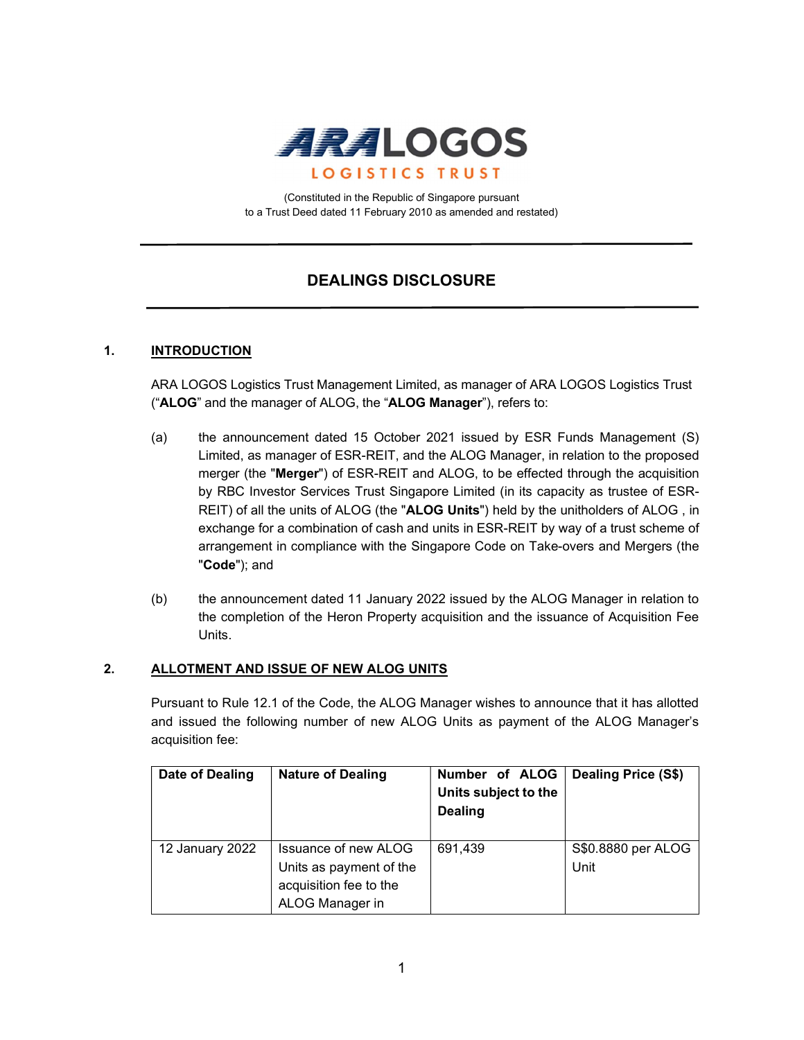ARA LOGOS LOGISTICS TRUST

(Constituted in the Republic of Singapore pursuant to a Trust Deed dated 11 February 2010 as amended and restated)

# DEALINGS DISCLOSURE

## 1. INTRODUCTION

ARA LOGOS Logistics Trust Management Limited, as manager of ARA LOGOS Logistics Trust (“**ALOG**” and the manager of ALOG, the “**ALOG Manager**”), refers to:

(a) the announcement dated 15 October 2021 issued by ESR Funds Management (S) Limited, as manager of ESR-REIT, and the ALOG Manager, in relation to the proposed merger (the "**Merger**") of ESR-REIT and ALOG, to be effected through the acquisition by RBC Investor Services Trust Singapore Limited (in its capacity as trustee of ESR-REIT) of all the units of ALOG (the "**ALOG Units**") held by the unitholders of ALOG , in exchange for a combination of cash and units in ESR-REIT by way of a trust scheme of arrangement in compliance with the Singapore Code on Take-overs and Mergers (the "**Code**"); and

(b) the announcement dated 11 January 2022 issued by the ALOG Manager in relation to the completion of the Heron Property acquisition and the issuance of Acquisition Fee Units.

## 2. ALLOTMENT AND ISSUE OF NEW ALOG UNITS

Pursuant to Rule 12.1 of the Code, the ALOG Manager wishes to announce that it has allotted and issued the following number of new ALOG Units as payment of the ALOG Manager’s acquisition fee:

| Date of Dealing | Nature of Dealing | Number of ALOG Units subject to the Dealing | Dealing Price (S$) |
|---|---|---|---|
| 12 January 2022 | Issuance of new ALOG Units as payment of the acquisition fee to the ALOG Manager in | 691,439 | S$0.8880 per ALOG Unit |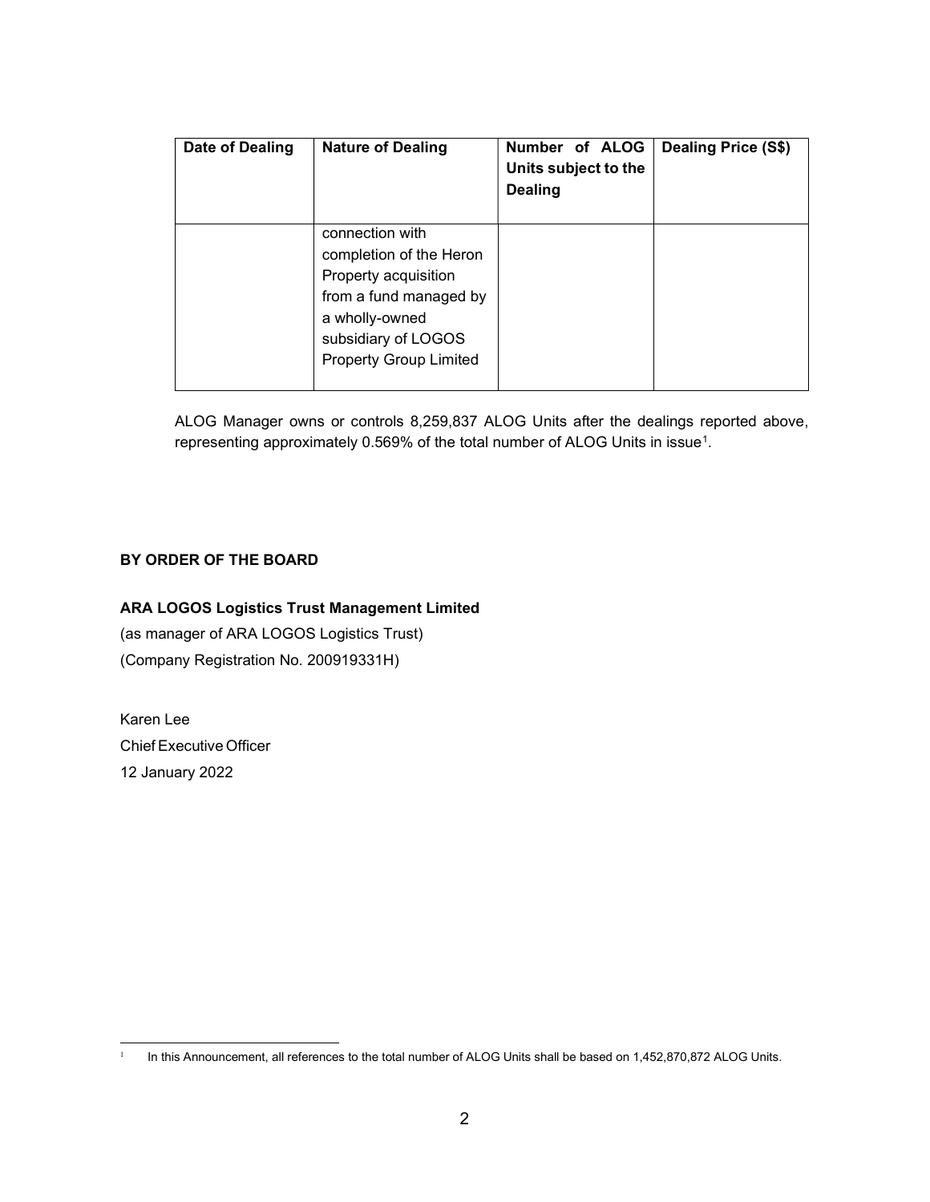| Date of Dealing | Nature of Dealing | Number of ALOG Units subject to the Dealing | Dealing Price (S$) |
|---|---|---|---|
| | connection with completion of the Heron Property acquisition from a fund managed by a wholly-owned subsidiary of LOGOS Property Group Limited | | |

ALOG Manager owns or controls 8,259,837 ALOG Units after the dealings reported above, representing approximately 0.569% of the total number of ALOG Units in issue[1].

**BY ORDER OF THE BOARD**

**ARA LOGOS Logistics Trust Management Limited**

(as manager of ARA LOGOS Logistics Trust)

(Company Registration No. 200919331H)

Karen Lee

Chief Executive Officer

12 January 2022

[1] In this Announcement, all references to the total number of ALOG Units shall be based on 1,452,870,872 ALOG Units.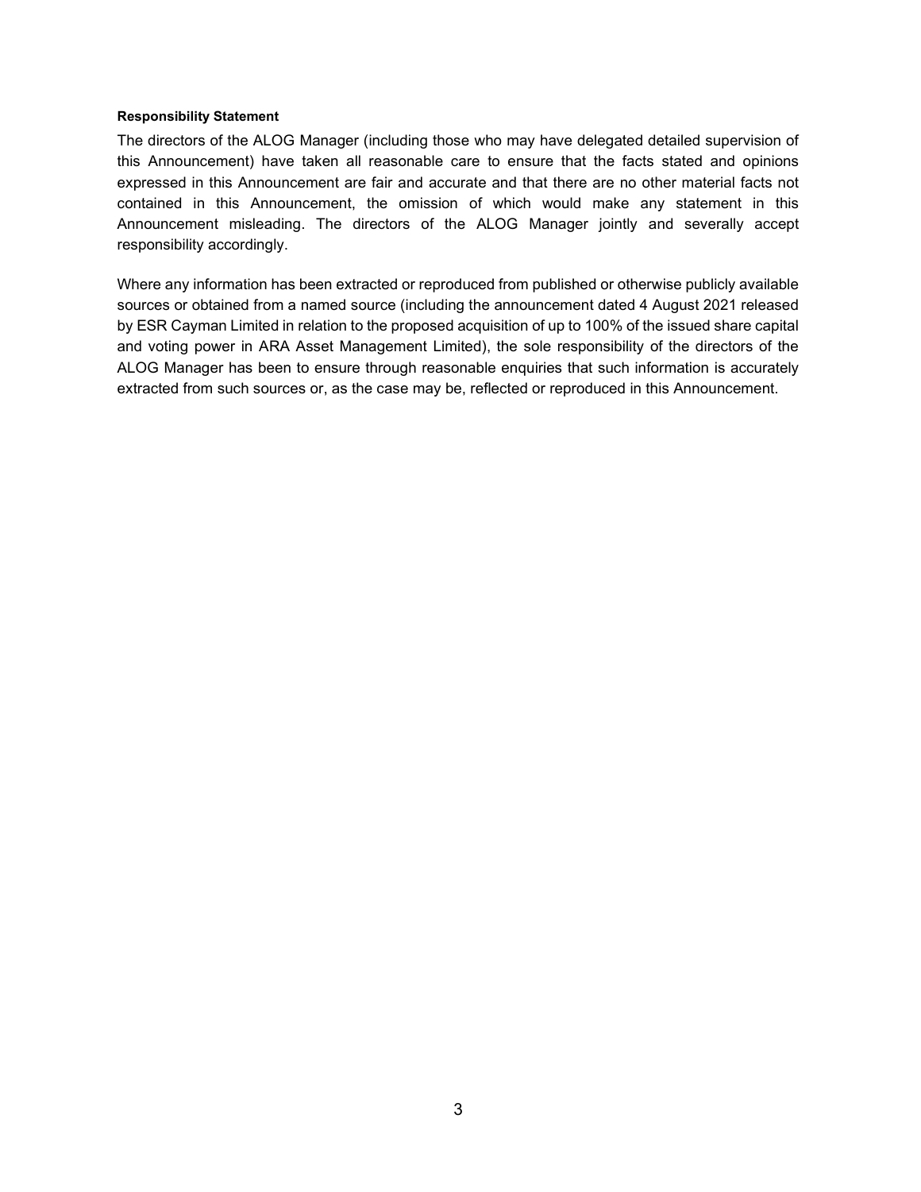**Responsibility Statement**

The directors of the ALOG Manager (including those who may have delegated detailed supervision of this Announcement) have taken all reasonable care to ensure that the facts stated and opinions expressed in this Announcement are fair and accurate and that there are no other material facts not contained in this Announcement, the omission of which would make any statement in this Announcement misleading. The directors of the ALOG Manager jointly and severally accept responsibility accordingly.

Where any information has been extracted or reproduced from published or otherwise publicly available sources or obtained from a named source (including the announcement dated 4 August 2021 released by ESR Cayman Limited in relation to the proposed acquisition of up to 100% of the issued share capital and voting power in ARA Asset Management Limited), the sole responsibility of the directors of the ALOG Manager has been to ensure through reasonable enquiries that such information is accurately extracted from such sources or, as the case may be, reflected or reproduced in this Announcement.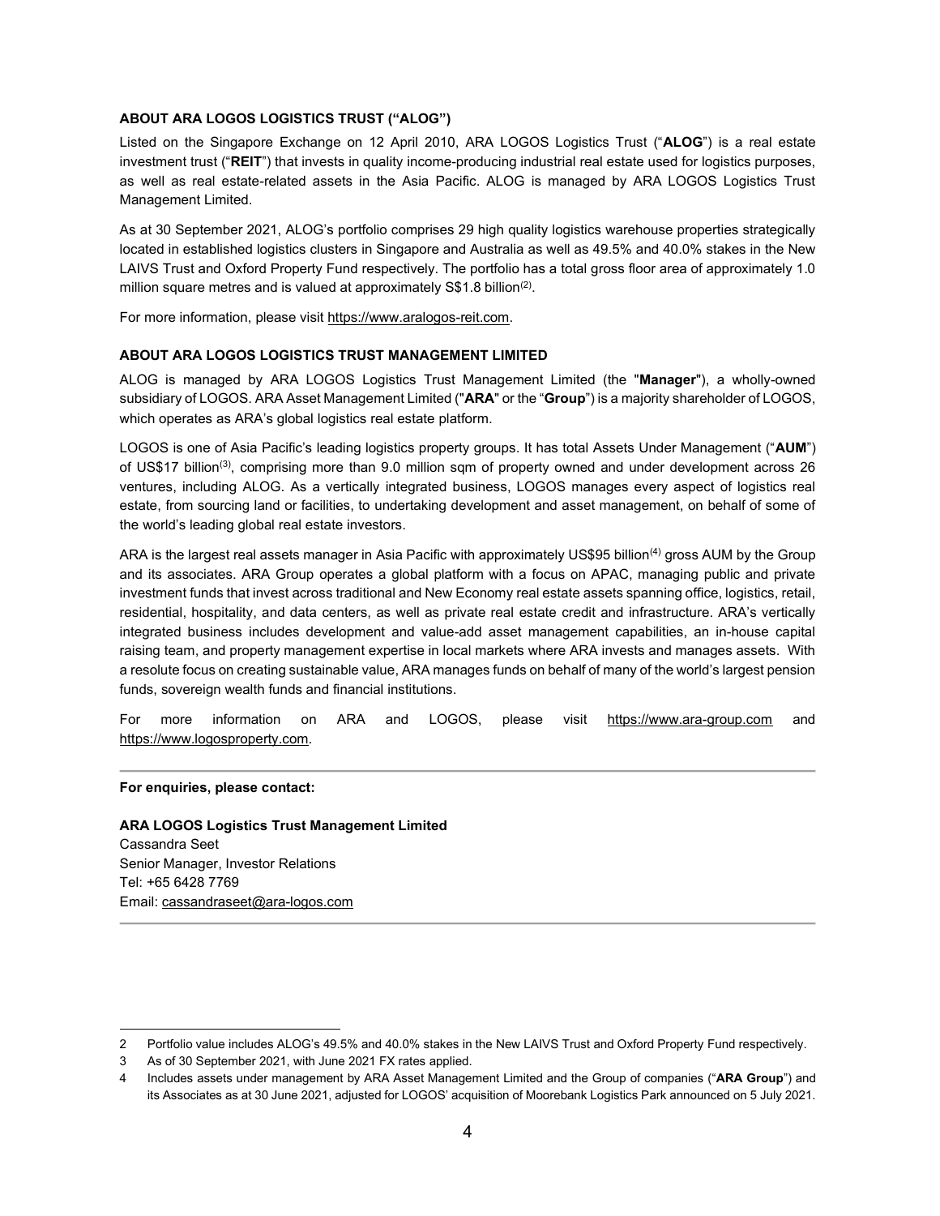**ABOUT ARA LOGOS LOGISTICS TRUST ("ALOG")**

Listed on the Singapore Exchange on 12 April 2010, ARA LOGOS Logistics Trust ("**ALOG**") is a real estate investment trust ("**REIT**") that invests in quality income-producing industrial real estate used for logistics purposes, as well as real estate-related assets in the Asia Pacific. ALOG is managed by ARA LOGOS Logistics Trust Management Limited.

As at 30 September 2021, ALOG's portfolio comprises 29 high quality logistics warehouse properties strategically located in established logistics clusters in Singapore and Australia as well as 49.5% and 40.0% stakes in the New LAIVS Trust and Oxford Property Fund respectively. The portfolio has a total gross floor area of approximately 1.0 million square metres and is valued at approximately S$1.8 billion[2].

For more information, please visit https://www.aralogos-reit.com.

**ABOUT ARA LOGOS LOGISTICS TRUST MANAGEMENT LIMITED**

ALOG is managed by ARA LOGOS Logistics Trust Management Limited (the "**Manager**"), a wholly-owned subsidiary of LOGOS. ARA Asset Management Limited ("**ARA**" or the "**Group**") is a majority shareholder of LOGOS, which operates as ARA's global logistics real estate platform.

LOGOS is one of Asia Pacific's leading logistics property groups. It has total Assets Under Management ("**AUM**") of US$17 billion[3], comprising more than 9.0 million sqm of property owned and under development across 26 ventures, including ALOG. As a vertically integrated business, LOGOS manages every aspect of logistics real estate, from sourcing land or facilities, to undertaking development and asset management, on behalf of some of the world's leading global real estate investors.

ARA is the largest real assets manager in Asia Pacific with approximately US$95 billion[4] gross AUM by the Group and its associates. ARA Group operates a global platform with a focus on APAC, managing public and private investment funds that invest across traditional and New Economy real estate assets spanning office, logistics, retail, residential, hospitality, and data centers, as well as private real estate credit and infrastructure. ARA's vertically integrated business includes development and value-add asset management capabilities, an in-house capital raising team, and property management expertise in local markets where ARA invests and manages assets. With a resolute focus on creating sustainable value, ARA manages funds on behalf of many of the world's largest pension funds, sovereign wealth funds and financial institutions.

For more information on ARA and LOGOS, please visit https://www.ara-group.com and https://www.logosproperty.com.

---

**For enquiries, please contact:**

**ARA LOGOS Logistics Trust Management Limited**
Cassandra Seet
Senior Manager, Investor Relations
Tel: +65 6428 7769
Email: cassandraseet@ara-logos.com

---

2 Portfolio value includes ALOG's 49.5% and 40.0% stakes in the New LAIVS Trust and Oxford Property Fund respectively.

3 As of 30 September 2021, with June 2021 FX rates applied.

4 Includes assets under management by ARA Asset Management Limited and the Group of companies ("**ARA Group**") and its Associates as at 30 June 2021, adjusted for LOGOS' acquisition of Moorebank Logistics Park announced on 5 July 2021.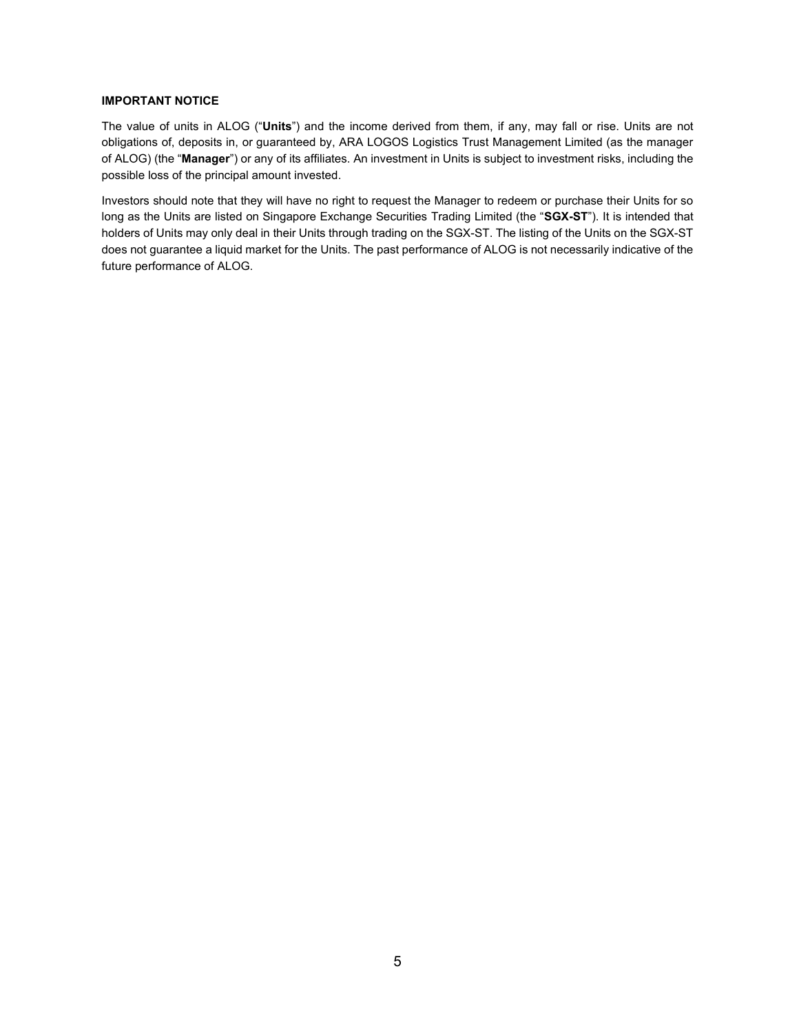**IMPORTANT NOTICE**

The value of units in ALOG ("**Units**") and the income derived from them, if any, may fall or rise. Units are not obligations of, deposits in, or guaranteed by, ARA LOGOS Logistics Trust Management Limited (as the manager of ALOG) (the "**Manager**") or any of its affiliates. An investment in Units is subject to investment risks, including the possible loss of the principal amount invested.

Investors should note that they will have no right to request the Manager to redeem or purchase their Units for so long as the Units are listed on Singapore Exchange Securities Trading Limited (the "**SGX-ST**"). It is intended that holders of Units may only deal in their Units through trading on the SGX-ST. The listing of the Units on the SGX-ST does not guarantee a liquid market for the Units. The past performance of ALOG is not necessarily indicative of the future performance of ALOG.